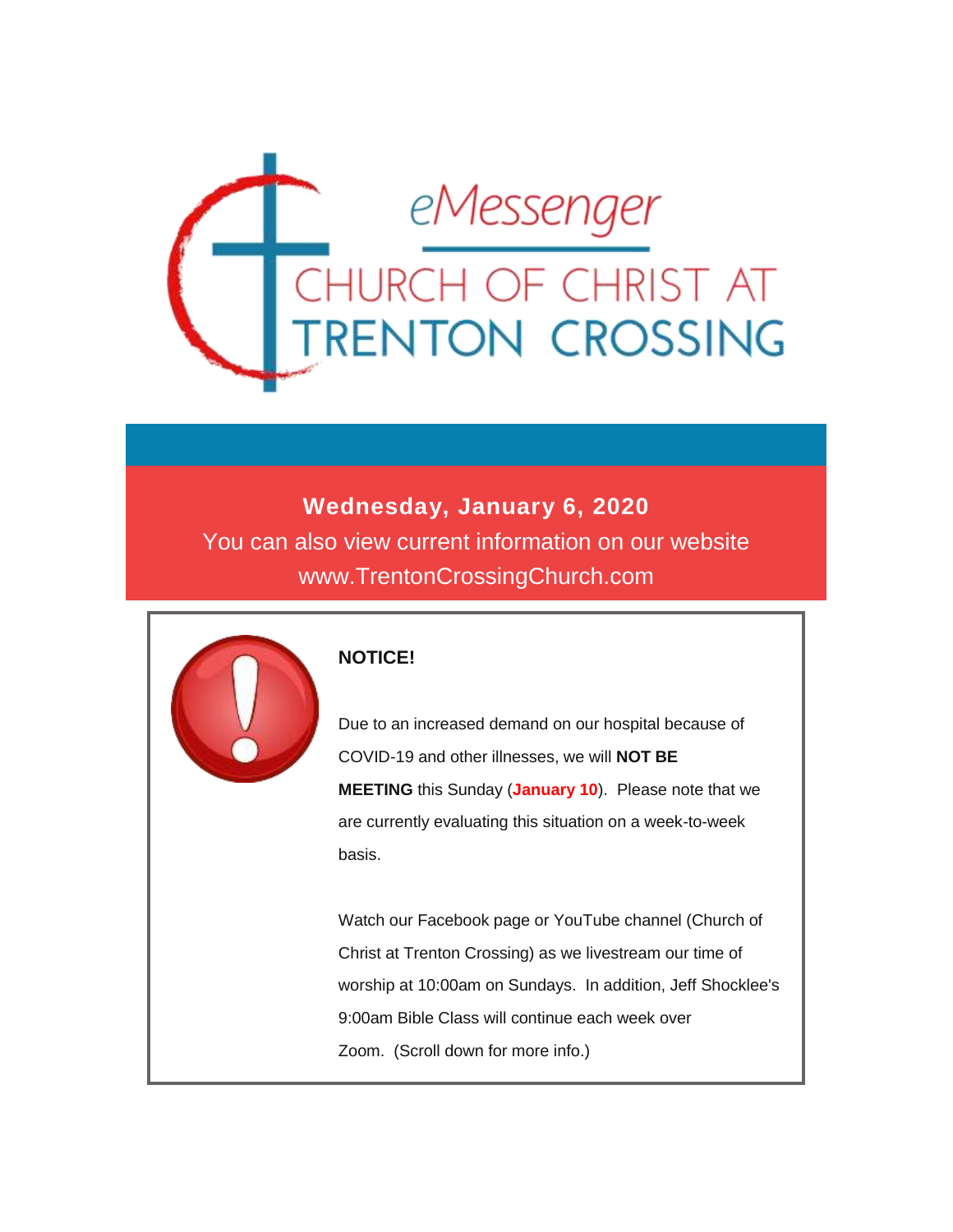# eMessenger

## CHURCH OF CHRIST AT TRENTON CROSSING

**Wednesday, January 6, 2020**

You can also view current information on our website www.TrentonCrossingChurch.com

**NOTICE!**

Due to an increased demand on our hospital because of COVID-19 and other illnesses, we will **NOT BE MEETING** this Sunday (**January 10**). Please note that we are currently evaluating this situation on a week-to-week basis.

Watch our Facebook page or YouTube channel (Church of Christ at Trenton Crossing) as we livestream our time of worship at 10:00am on Sundays. In addition, Jeff Shocklee's 9:00am Bible Class will continue each week over Zoom. (Scroll down for more info.)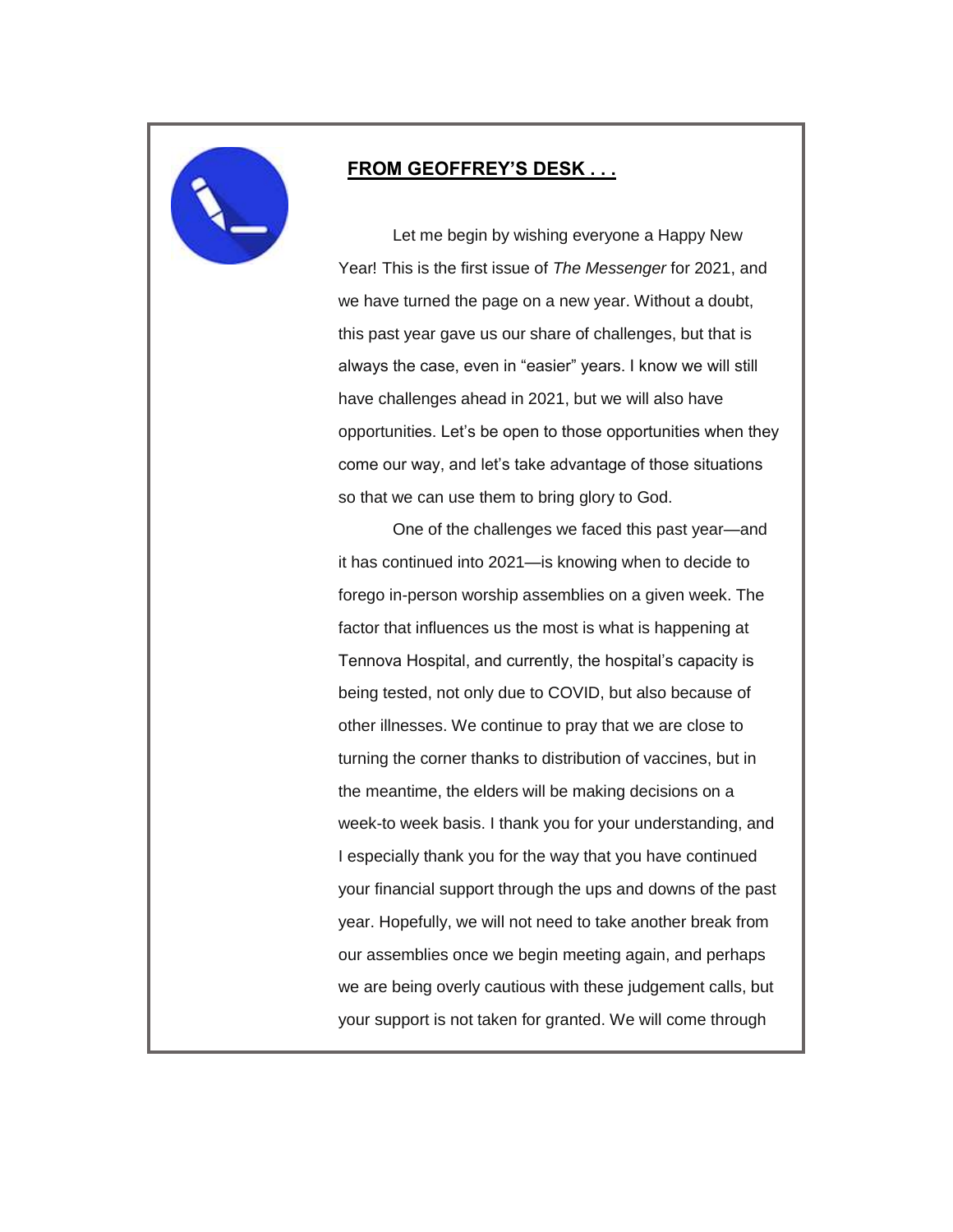## **FROM GEOFFREY'S DESK . . .**

Let me begin by wishing everyone a Happy New Year! This is the first issue of *The Messenger* for 2021, and we have turned the page on a new year. Without a doubt, this past year gave us our share of challenges, but that is always the case, even in "easier" years. I know we will still have challenges ahead in 2021, but we will also have opportunities. Let's be open to those opportunities when they come our way, and let's take advantage of those situations so that we can use them to bring glory to God.

One of the challenges we faced this past year—and it has continued into 2021—is knowing when to decide to forego in-person worship assemblies on a given week. The factor that influences us the most is what is happening at Tennova Hospital, and currently, the hospital's capacity is being tested, not only due to COVID, but also because of other illnesses. We continue to pray that we are close to turning the corner thanks to distribution of vaccines, but in the meantime, the elders will be making decisions on a week-to week basis. I thank you for your understanding, and I especially thank you for the way that you have continued your financial support through the ups and downs of the past year. Hopefully, we will not need to take another break from our assemblies once we begin meeting again, and perhaps we are being overly cautious with these judgement calls, but your support is not taken for granted. We will come through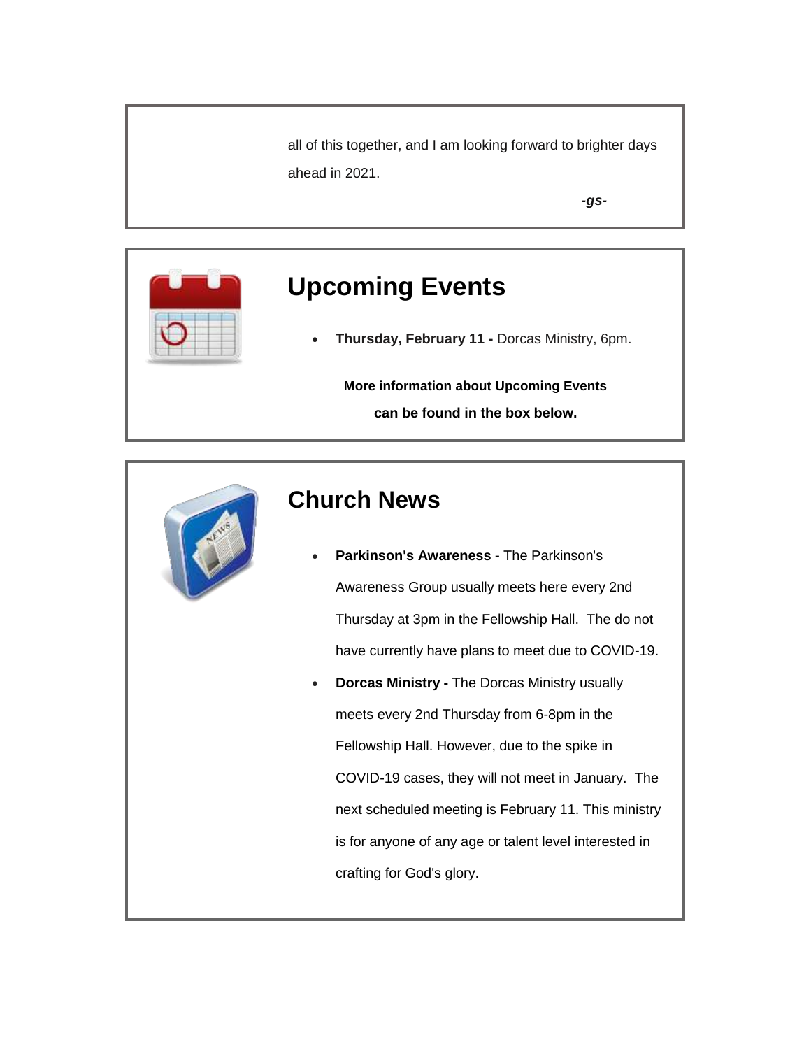all of this together, and I am looking forward to brighter days ahead in 2021.

***-gs-***

## Upcoming Events

- **Thursday, February 11 -** Dorcas Ministry, 6pm.

**More information about Upcoming Events can be found in the box below.**

## Church News

- **Parkinson's Awareness -** The Parkinson's Awareness Group usually meets here every 2nd Thursday at 3pm in the Fellowship Hall. The do not have currently have plans to meet due to COVID-19.
- **Dorcas Ministry -** The Dorcas Ministry usually meets every 2nd Thursday from 6-8pm in the Fellowship Hall. However, due to the spike in COVID-19 cases, they will not meet in January. The next scheduled meeting is February 11. This ministry is for anyone of any age or talent level interested in crafting for God's glory.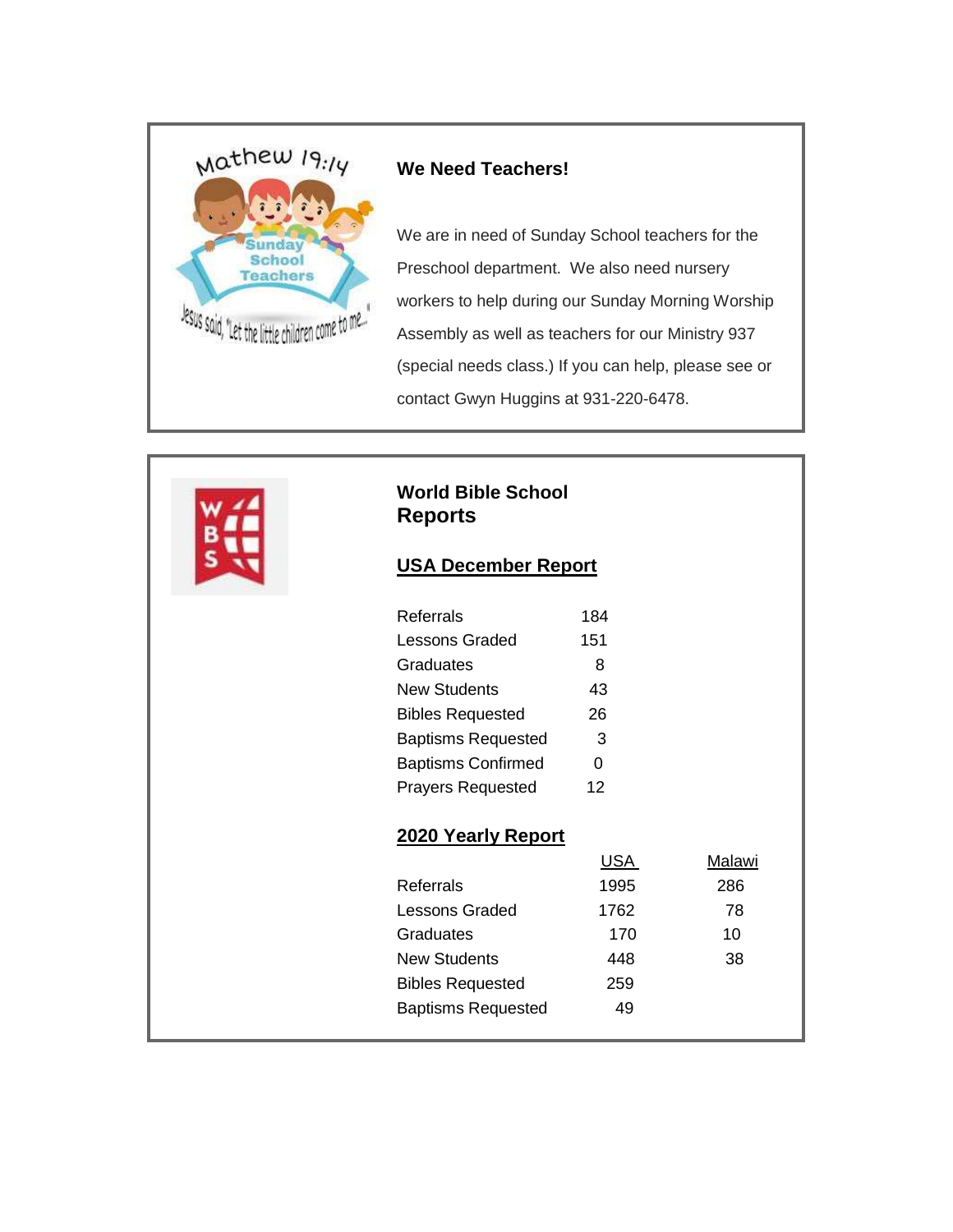## We Need Teachers!

We are in need of Sunday School teachers for the Preschool department. We also need nursery workers to help during our Sunday Morning Worship Assembly as well as teachers for our Ministry 937 (special needs class.) If you can help, please see or contact Gwyn Huggins at 931-220-6478.

## World Bible School Reports

### USA December Report

| | |
|---|---|
| Referrals | 184 |
| Lessons Graded | 151 |
| Graduates | 8 |
| New Students | 43 |
| Bibles Requested | 26 |
| Baptisms Requested | 3 |
| Baptisms Confirmed | 0 |
| Prayers Requested | 12 |

### 2020 Yearly Report

| | USA | Malawi |
|---|---|---|
| Referrals | 1995 | 286 |
| Lessons Graded | 1762 | 78 |
| Graduates | 170 | 10 |
| New Students | 448 | 38 |
| Bibles Requested | 259 | |
| Baptisms Requested | 49 | |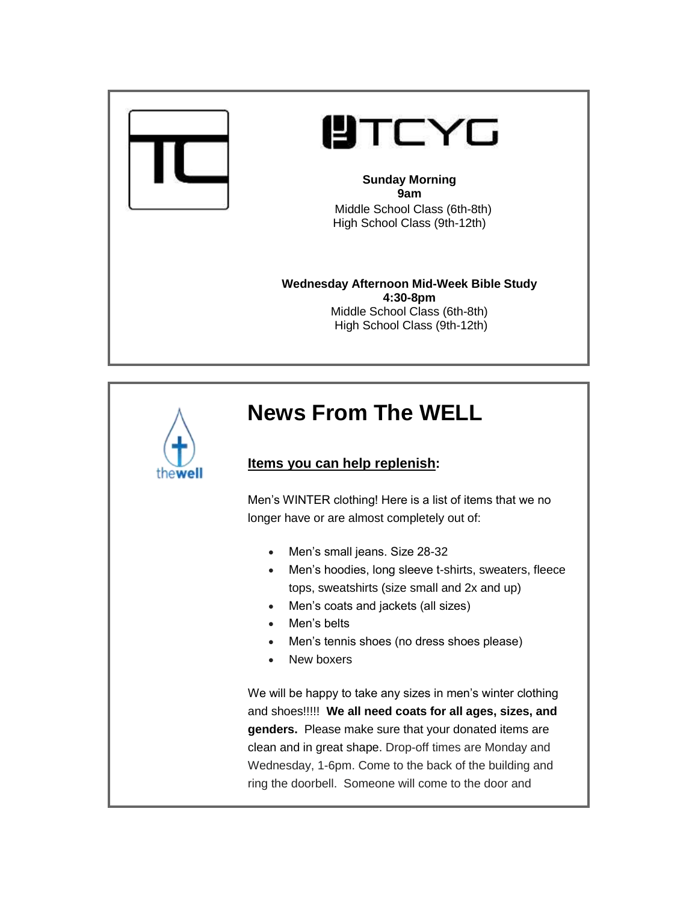TCYG

**Sunday Morning**
**9am**
Middle School Class (6th-8th)
High School Class (9th-12th)

**Wednesday Afternoon Mid-Week Bible Study**
**4:30-8pm**
Middle School Class (6th-8th)
High School Class (9th-12th)

# News From The WELL

## Items you can help replenish:

Men's WINTER clothing! Here is a list of items that we no longer have or are almost completely out of:

- Men's small jeans. Size 28-32
- Men's hoodies, long sleeve t-shirts, sweaters, fleece tops, sweatshirts (size small and 2x and up)
- Men's coats and jackets (all sizes)
- Men's belts
- Men's tennis shoes (no dress shoes please)
- New boxers

We will be happy to take any sizes in men's winter clothing and shoes!!!!! **We all need coats for all ages, sizes, and genders.** Please make sure that your donated items are clean and in great shape. Drop-off times are Monday and Wednesday, 1-6pm. Come to the back of the building and ring the doorbell. Someone will come to the door and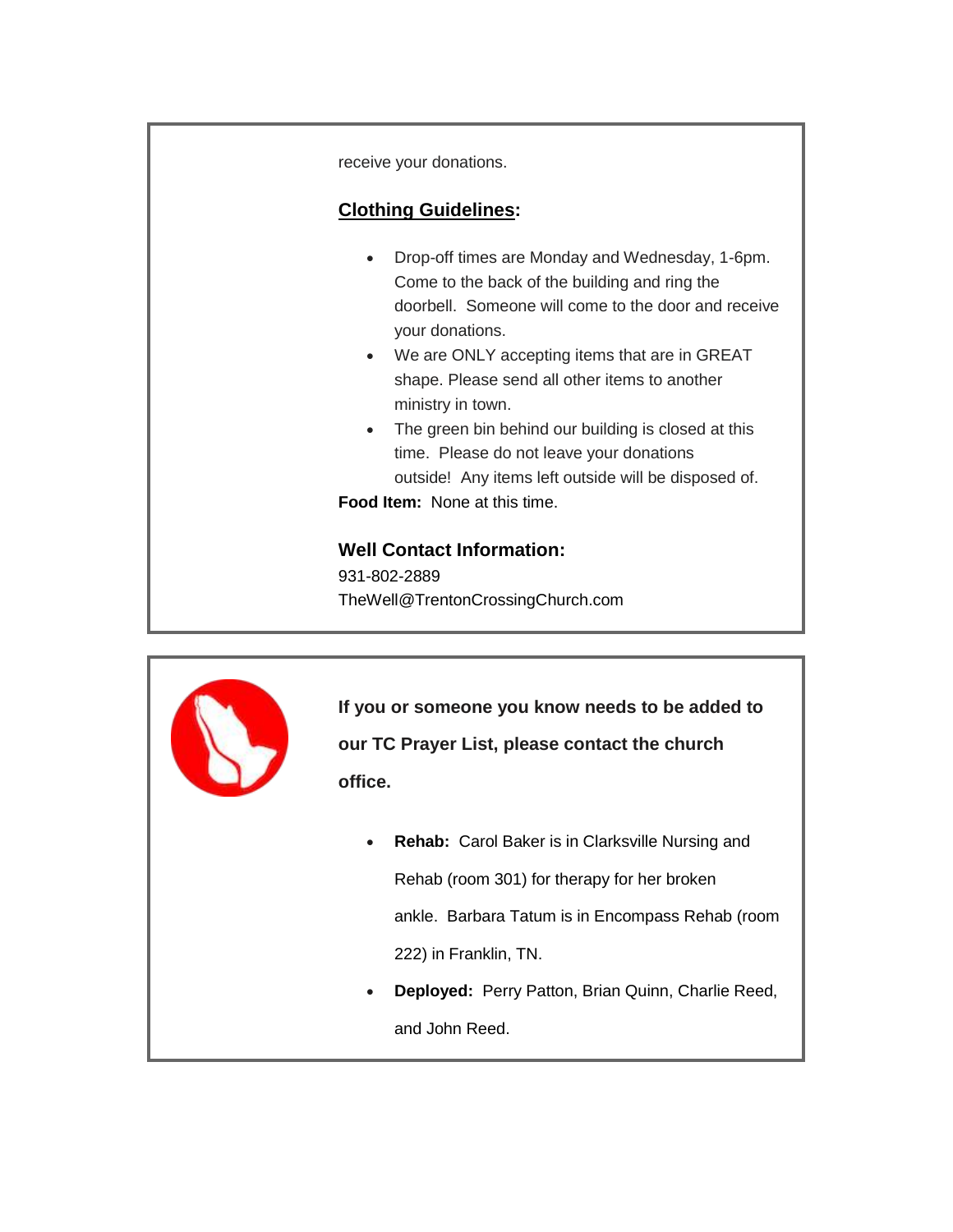receive your donations.

**Clothing Guidelines:**

- Drop-off times are Monday and Wednesday, 1-6pm. Come to the back of the building and ring the doorbell. Someone will come to the door and receive your donations.
- We are ONLY accepting items that are in GREAT shape. Please send all other items to another ministry in town.
- The green bin behind our building is closed at this time. Please do not leave your donations outside! Any items left outside will be disposed of.

**Food Item:** None at this time.

**Well Contact Information:**
931-802-2889
TheWell@TrentonCrossingChurch.com

**If you or someone you know needs to be added to our TC Prayer List, please contact the church office.**

- **Rehab:** Carol Baker is in Clarksville Nursing and Rehab (room 301) for therapy for her broken ankle. Barbara Tatum is in Encompass Rehab (room 222) in Franklin, TN.
- **Deployed:** Perry Patton, Brian Quinn, Charlie Reed, and John Reed.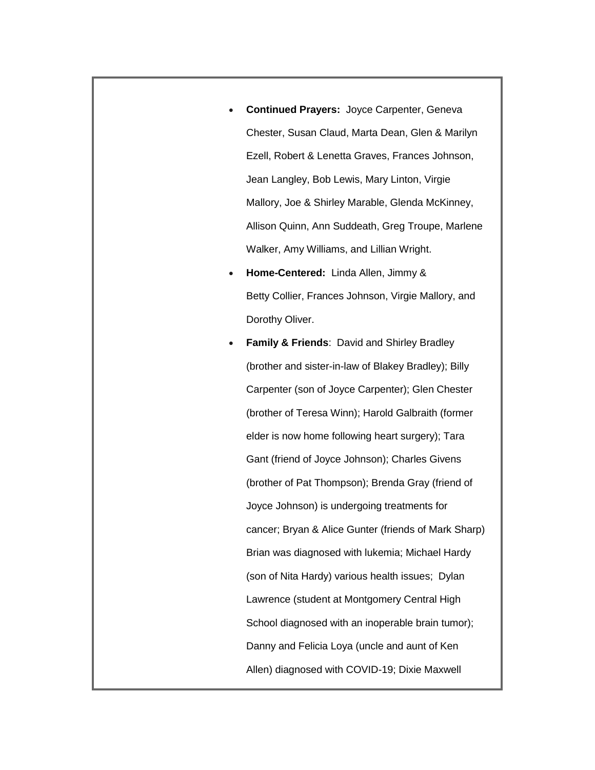- **Continued Prayers:** Joyce Carpenter, Geneva Chester, Susan Claud, Marta Dean, Glen & Marilyn Ezell, Robert & Lenetta Graves, Frances Johnson, Jean Langley, Bob Lewis, Mary Linton, Virgie Mallory, Joe & Shirley Marable, Glenda McKinney, Allison Quinn, Ann Suddeath, Greg Troupe, Marlene Walker, Amy Williams, and Lillian Wright.
- **Home-Centered:** Linda Allen, Jimmy & Betty Collier, Frances Johnson, Virgie Mallory, and Dorothy Oliver.
- **Family & Friends**: David and Shirley Bradley (brother and sister-in-law of Blakey Bradley); Billy Carpenter (son of Joyce Carpenter); Glen Chester (brother of Teresa Winn); Harold Galbraith (former elder is now home following heart surgery); Tara Gant (friend of Joyce Johnson); Charles Givens (brother of Pat Thompson); Brenda Gray (friend of Joyce Johnson) is undergoing treatments for cancer; Bryan & Alice Gunter (friends of Mark Sharp) Brian was diagnosed with lukemia; Michael Hardy (son of Nita Hardy) various health issues; Dylan Lawrence (student at Montgomery Central High School diagnosed with an inoperable brain tumor); Danny and Felicia Loya (uncle and aunt of Ken Allen) diagnosed with COVID-19; Dixie Maxwell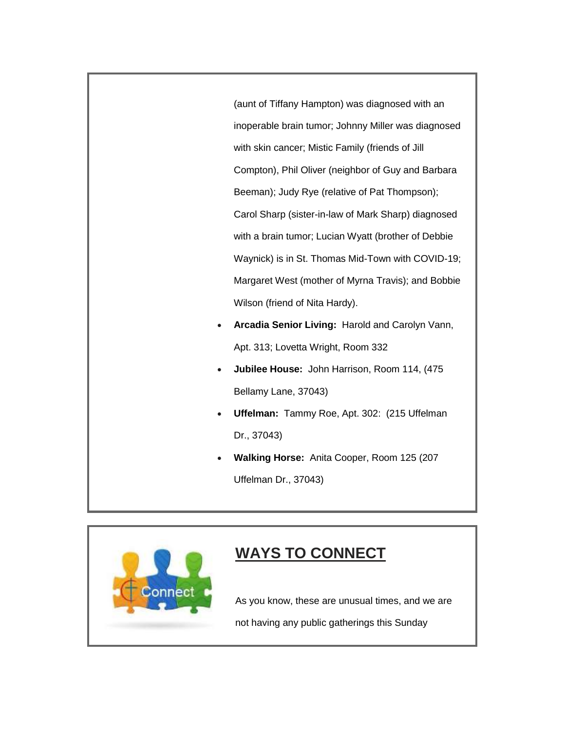(aunt of Tiffany Hampton) was diagnosed with an inoperable brain tumor; Johnny Miller was diagnosed with skin cancer; Mistic Family (friends of Jill Compton), Phil Oliver (neighbor of Guy and Barbara Beeman); Judy Rye (relative of Pat Thompson); Carol Sharp (sister-in-law of Mark Sharp) diagnosed with a brain tumor; Lucian Wyatt (brother of Debbie Waynick) is in St. Thomas Mid-Town with COVID-19; Margaret West (mother of Myrna Travis); and Bobbie Wilson (friend of Nita Hardy).

- **Arcadia Senior Living:** Harold and Carolyn Vann, Apt. 313; Lovetta Wright, Room 332
- **Jubilee House:** John Harrison, Room 114, (475 Bellamy Lane, 37043)
- **Uffelman:** Tammy Roe, Apt. 302: (215 Uffelman Dr., 37043)
- **Walking Horse:** Anita Cooper, Room 125 (207 Uffelman Dr., 37043)

## WAYS TO CONNECT

As you know, these are unusual times, and we are not having any public gatherings this Sunday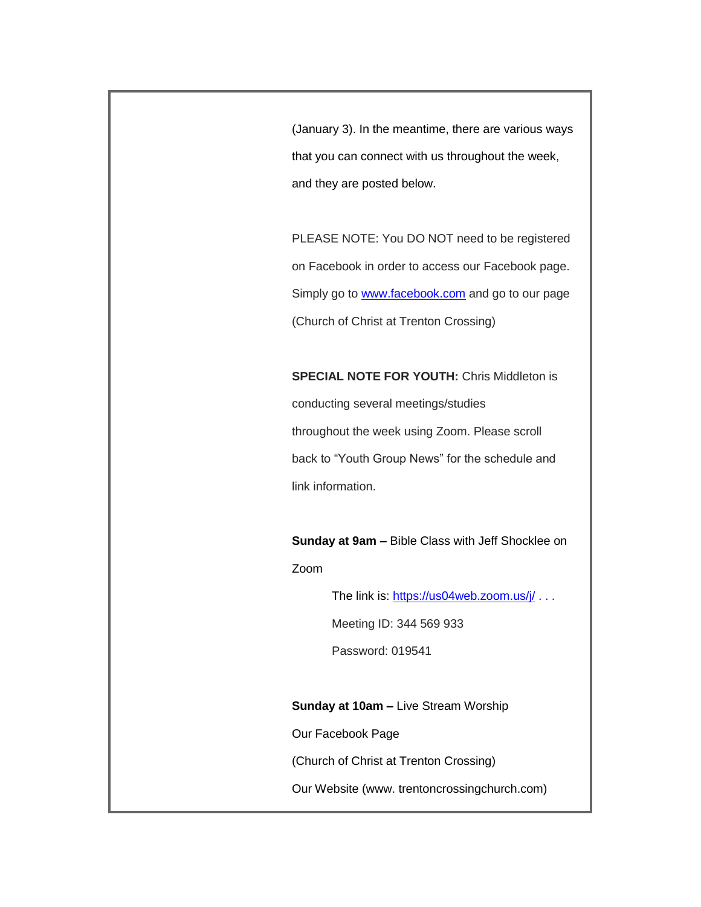(January 3). In the meantime, there are various ways that you can connect with us throughout the week, and they are posted below.

PLEASE NOTE: You DO NOT need to be registered on Facebook in order to access our Facebook page. Simply go to [www.facebook.com](http://www.facebook.com) and go to our page (Church of Christ at Trenton Crossing)

**SPECIAL NOTE FOR YOUTH:** Chris Middleton is conducting several meetings/studies throughout the week using Zoom. Please scroll back to "Youth Group News" for the schedule and link information.

**Sunday at 9am –** Bible Class with Jeff Shocklee on Zoom

> The link is: [https://us04web.zoom.us/j/](https://us04web.zoom.us/j/) . . .
> 
> Meeting ID: 344 569 933
> 
> Password: 019541

**Sunday at 10am –** Live Stream Worship

Our Facebook Page

(Church of Christ at Trenton Crossing)

Our Website (www. trentoncrossingchurch.com)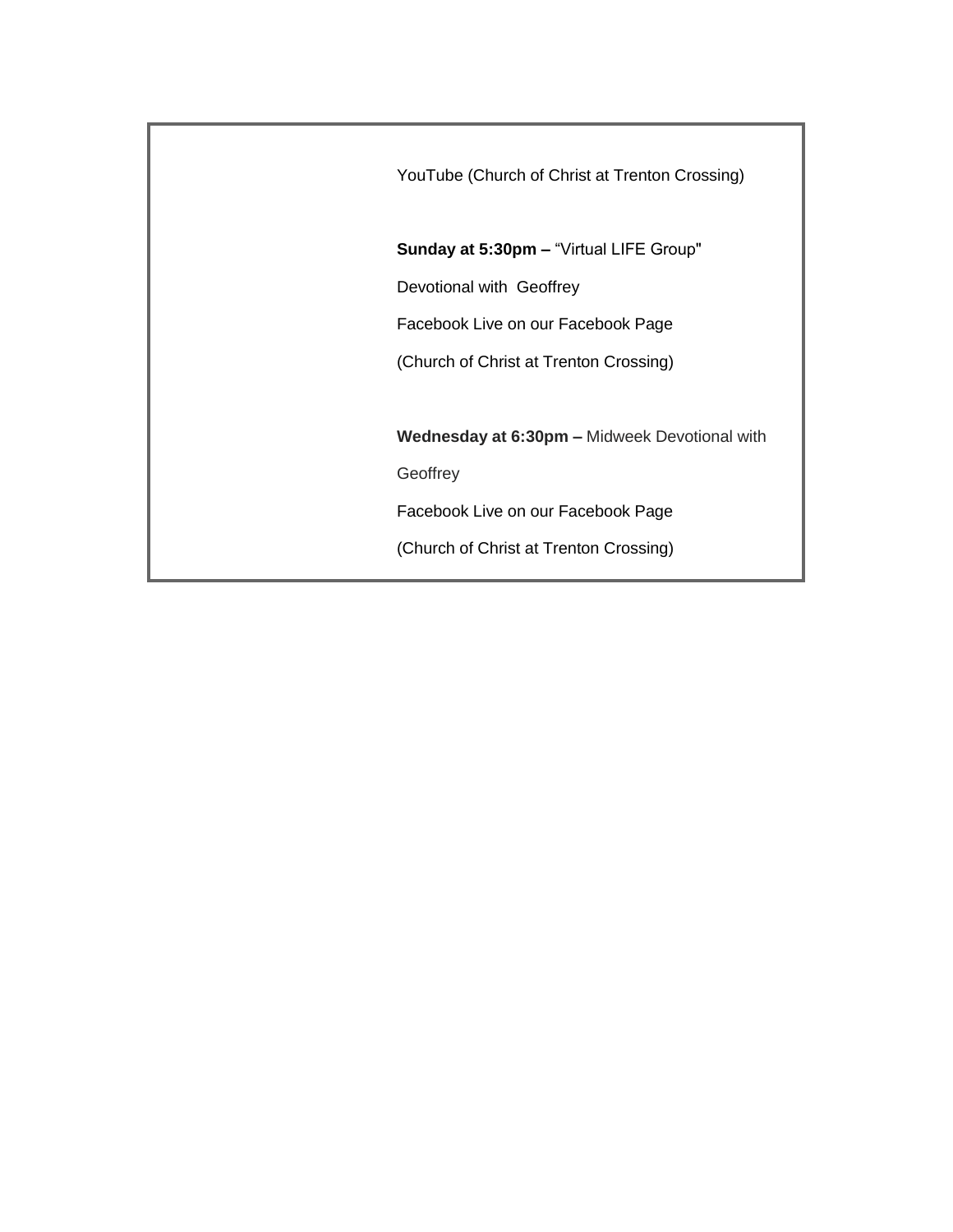YouTube (Church of Christ at Trenton Crossing)

**Sunday at 5:30pm –** “Virtual LIFE Group"

Devotional with Geoffrey

Facebook Live on our Facebook Page

(Church of Christ at Trenton Crossing)

**Wednesday at 6:30pm –** Midweek Devotional with Geoffrey

Facebook Live on our Facebook Page

(Church of Christ at Trenton Crossing)